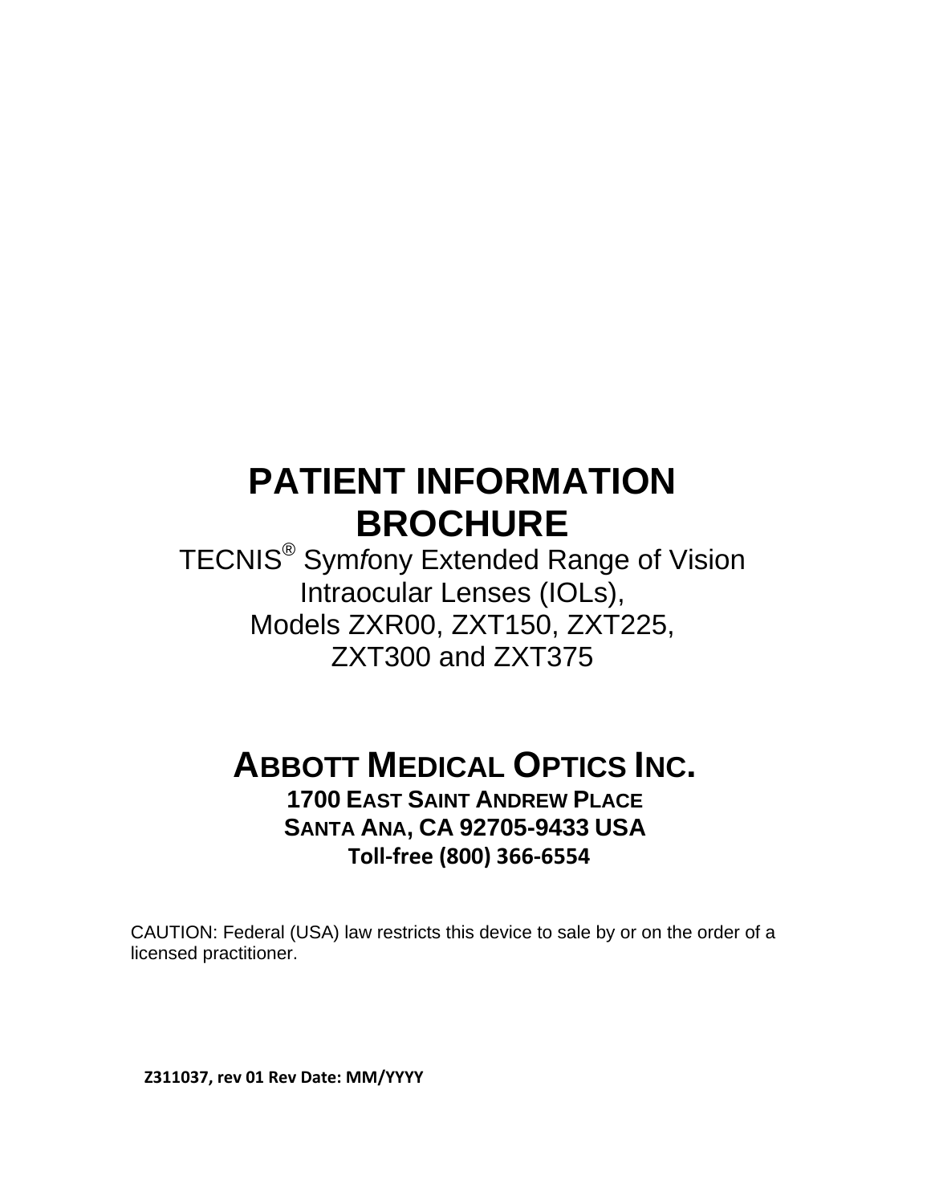# PATIENT INFORMATION BROCHURE

TECNIS® Sym*f*ony Extended Range of Vision Intraocular Lenses (IOLs), Models ZXR00, ZXT150, ZXT225, ZXT300 and ZXT375

## ABBOTT MEDICAL OPTICS INC.

**1700 EAST SAINT ANDREW PLACE**
**SANTA ANA, CA 92705-9433 USA**
**Toll-free (800) 366-6554**

CAUTION: Federal (USA) law restricts this device to sale by or on the order of a licensed practitioner.

**Z311037, rev 01 Rev Date: MM/YYYY**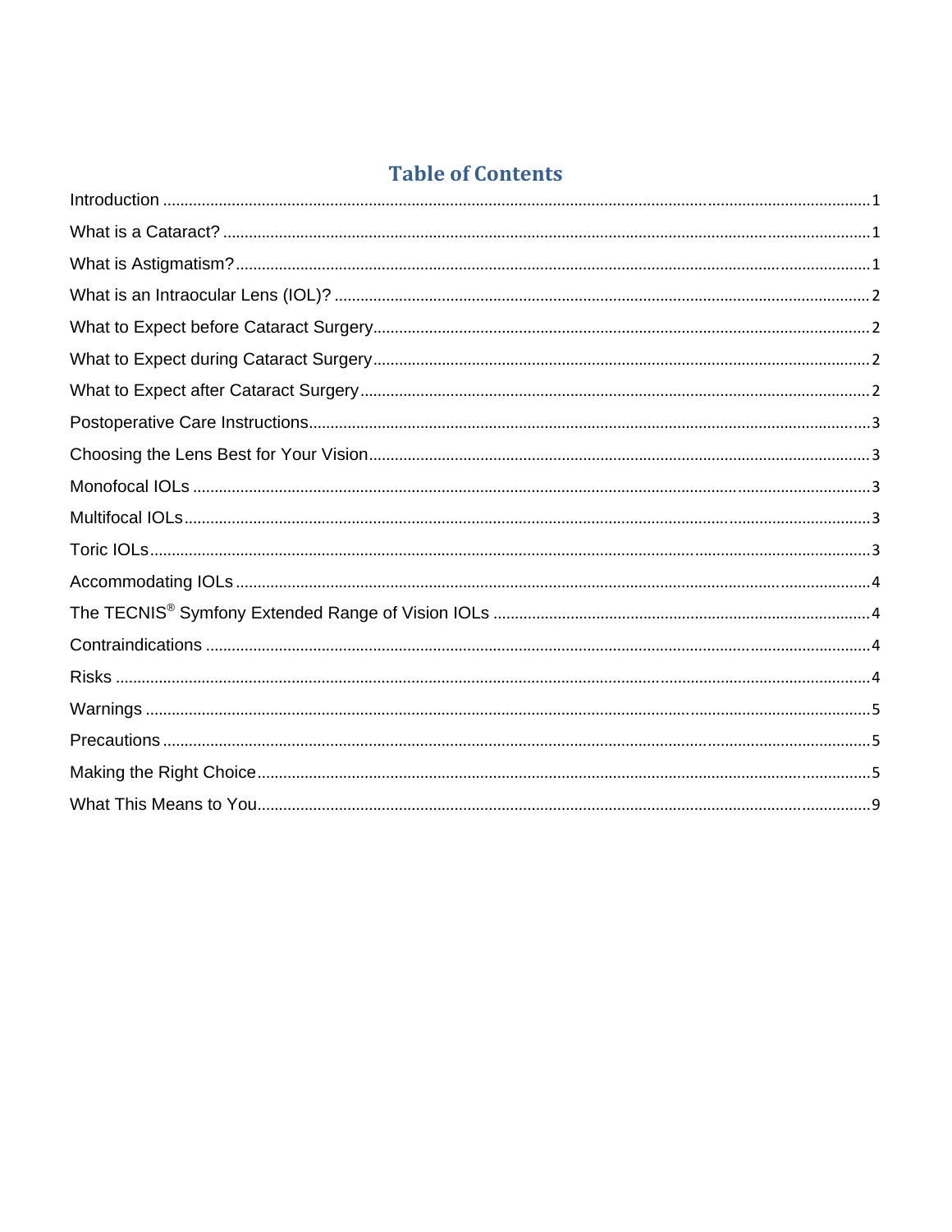# Table of Contents

Introduction .................................................................................................... 1

What is a Cataract? ........................................................................................... 1

What is Astigmatism? ......................................................................................... 1

What is an Intraocular Lens (IOL)? ....................................................................... 2

What to Expect before Cataract Surgery ................................................................. 2

What to Expect during Cataract Surgery ................................................................. 2

What to Expect after Cataract Surgery ................................................................... 2

Postoperative Care Instructions ............................................................................ 3

Choosing the Lens Best for Your Vision .................................................................. 3

Monofocal IOLs ................................................................................................. 3

Multifocal IOLs .................................................................................................. 3

Toric IOLs ........................................................................................................ 3

Accommodating IOLs ......................................................................................... 4

The TECNIS® Symfony Extended Range of Vision IOLs .............................................. 4

Contraindications .............................................................................................. 4

Risks ............................................................................................................... 4

Warnings ......................................................................................................... 5

Precautions ...................................................................................................... 5

Making the Right Choice ..................................................................................... 5

What This Means to You ..................................................................................... 9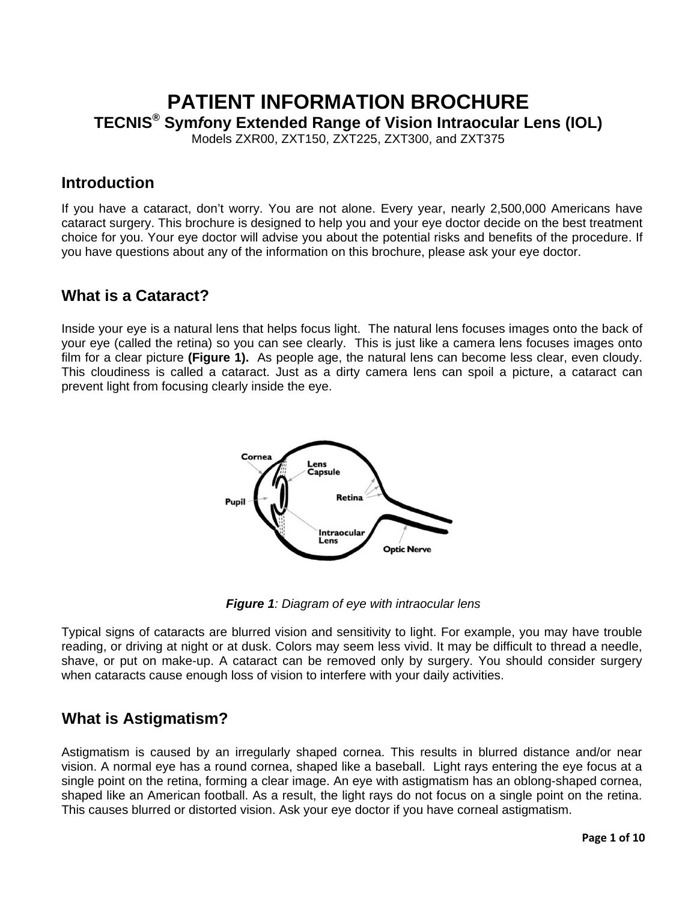# PATIENT INFORMATION BROCHURE

## TECNIS® Sym*f*ony Extended Range of Vision Intraocular Lens (IOL)

Models ZXR00, ZXT150, ZXT225, ZXT300, and ZXT375

## Introduction

If you have a cataract, don't worry. You are not alone. Every year, nearly 2,500,000 Americans have cataract surgery. This brochure is designed to help you and your eye doctor decide on the best treatment choice for you. Your eye doctor will advise you about the potential risks and benefits of the procedure. If you have questions about any of the information on this brochure, please ask your eye doctor.

## What is a Cataract?

Inside your eye is a natural lens that helps focus light. The natural lens focuses images onto the back of your eye (called the retina) so you can see clearly. This is just like a camera lens focuses images onto film for a clear picture **(Figure 1).** As people age, the natural lens can become less clear, even cloudy. This cloudiness is called a cataract. Just as a dirty camera lens can spoil a picture, a cataract can prevent light from focusing clearly inside the eye.

***Figure 1****: Diagram of eye with intraocular lens*

Typical signs of cataracts are blurred vision and sensitivity to light. For example, you may have trouble reading, or driving at night or at dusk. Colors may seem less vivid. It may be difficult to thread a needle, shave, or put on make-up. A cataract can be removed only by surgery. You should consider surgery when cataracts cause enough loss of vision to interfere with your daily activities.

## What is Astigmatism?

Astigmatism is caused by an irregularly shaped cornea. This results in blurred distance and/or near vision. A normal eye has a round cornea, shaped like a baseball. Light rays entering the eye focus at a single point on the retina, forming a clear image. An eye with astigmatism has an oblong-shaped cornea, shaped like an American football. As a result, the light rays do not focus on a single point on the retina. This causes blurred or distorted vision. Ask your eye doctor if you have corneal astigmatism.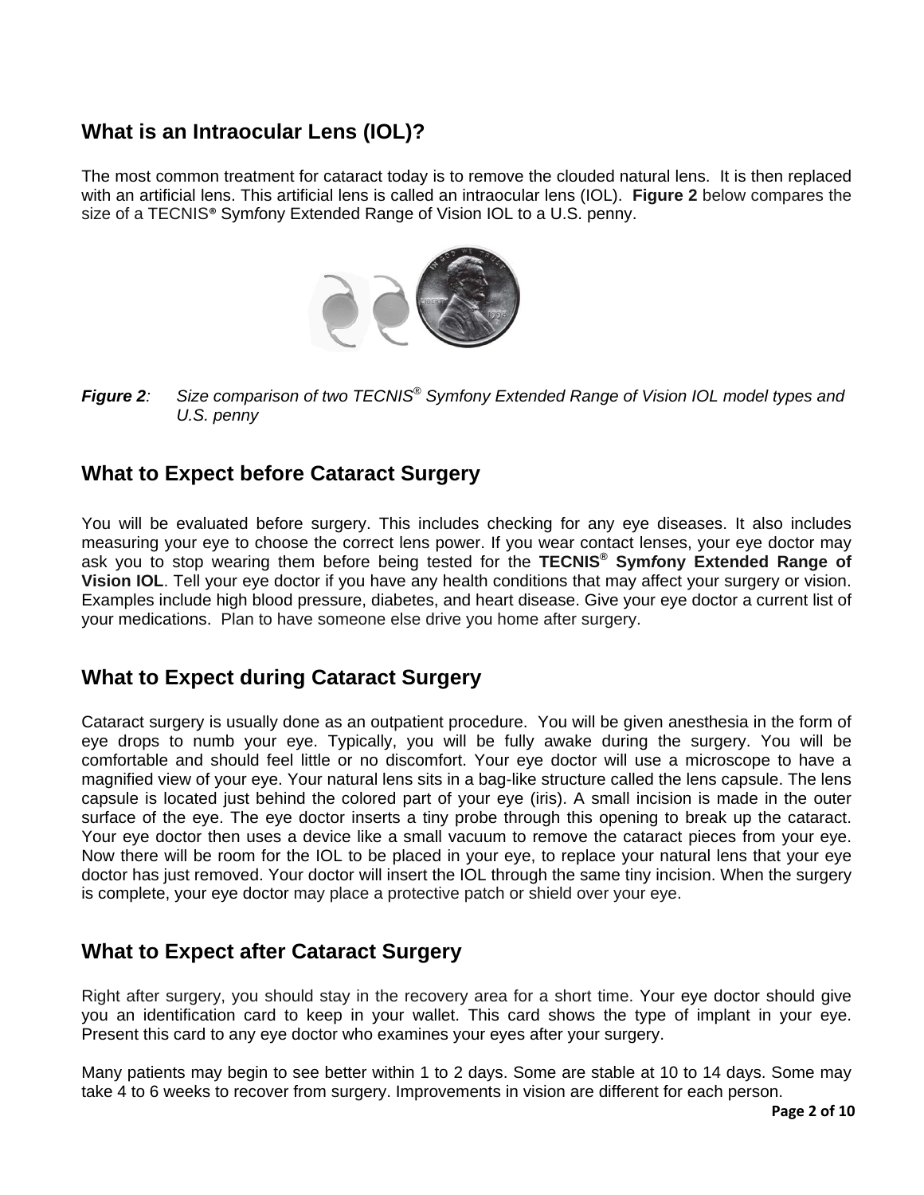## What is an Intraocular Lens (IOL)?

The most common treatment for cataract today is to remove the clouded natural lens. It is then replaced with an artificial lens. This artificial lens is called an intraocular lens (IOL). **Figure 2** below compares the size of a TECNIS® Sym*f*ony Extended Range of Vision IOL to a U.S. penny.

***Figure 2***: *Size comparison of two TECNIS® Symfony Extended Range of Vision IOL model types and U.S. penny*

## What to Expect before Cataract Surgery

You will be evaluated before surgery. This includes checking for any eye diseases. It also includes measuring your eye to choose the correct lens power. If you wear contact lenses, your eye doctor may ask you to stop wearing them before being tested for the **TECNIS® Sym*f*ony Extended Range of Vision IOL**. Tell your eye doctor if you have any health conditions that may affect your surgery or vision. Examples include high blood pressure, diabetes, and heart disease. Give your eye doctor a current list of your medications. Plan to have someone else drive you home after surgery.

## What to Expect during Cataract Surgery

Cataract surgery is usually done as an outpatient procedure. You will be given anesthesia in the form of eye drops to numb your eye. Typically, you will be fully awake during the surgery. You will be comfortable and should feel little or no discomfort. Your eye doctor will use a microscope to have a magnified view of your eye. Your natural lens sits in a bag-like structure called the lens capsule. The lens capsule is located just behind the colored part of your eye (iris). A small incision is made in the outer surface of the eye. The eye doctor inserts a tiny probe through this opening to break up the cataract. Your eye doctor then uses a device like a small vacuum to remove the cataract pieces from your eye. Now there will be room for the IOL to be placed in your eye, to replace your natural lens that your eye doctor has just removed. Your doctor will insert the IOL through the same tiny incision. When the surgery is complete, your eye doctor may place a protective patch or shield over your eye.

## What to Expect after Cataract Surgery

Right after surgery, you should stay in the recovery area for a short time. Your eye doctor should give you an identification card to keep in your wallet. This card shows the type of implant in your eye. Present this card to any eye doctor who examines your eyes after your surgery.

Many patients may begin to see better within 1 to 2 days. Some are stable at 10 to 14 days. Some may take 4 to 6 weeks to recover from surgery. Improvements in vision are different for each person.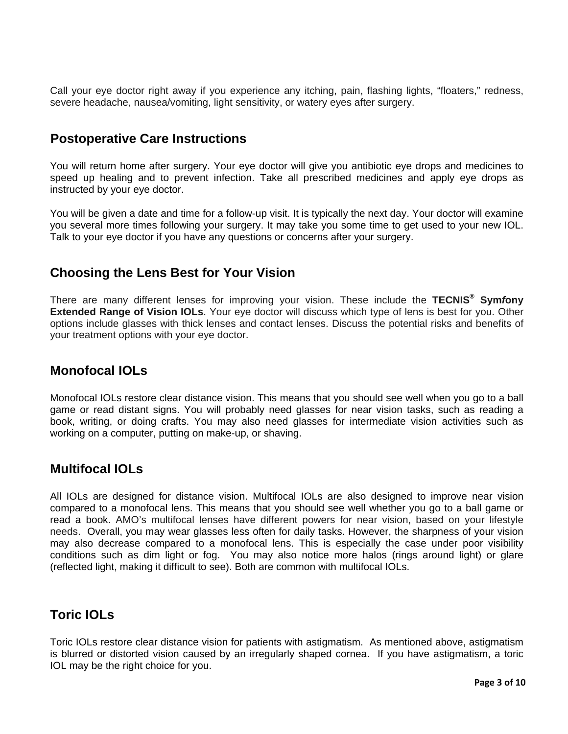Call your eye doctor right away if you experience any itching, pain, flashing lights, “floaters,” redness, severe headache, nausea/vomiting, light sensitivity, or watery eyes after surgery.

## Postoperative Care Instructions

You will return home after surgery. Your eye doctor will give you antibiotic eye drops and medicines to speed up healing and to prevent infection. Take all prescribed medicines and apply eye drops as instructed by your eye doctor.

You will be given a date and time for a follow-up visit. It is typically the next day. Your doctor will examine you several more times following your surgery. It may take you some time to get used to your new IOL. Talk to your eye doctor if you have any questions or concerns after your surgery.

## Choosing the Lens Best for Your Vision

There are many different lenses for improving your vision. These include the **TECNIS® Sym*f*ony Extended Range of Vision IOLs**. Your eye doctor will discuss which type of lens is best for you. Other options include glasses with thick lenses and contact lenses. Discuss the potential risks and benefits of your treatment options with your eye doctor.

## Monofocal IOLs

Monofocal IOLs restore clear distance vision. This means that you should see well when you go to a ball game or read distant signs. You will probably need glasses for near vision tasks, such as reading a book, writing, or doing crafts. You may also need glasses for intermediate vision activities such as working on a computer, putting on make-up, or shaving.

## Multifocal IOLs

All IOLs are designed for distance vision. Multifocal IOLs are also designed to improve near vision compared to a monofocal lens. This means that you should see well whether you go to a ball game or read a book. AMO’s multifocal lenses have different powers for near vision, based on your lifestyle needs. Overall, you may wear glasses less often for daily tasks. However, the sharpness of your vision may also decrease compared to a monofocal lens. This is especially the case under poor visibility conditions such as dim light or fog. You may also notice more halos (rings around light) or glare (reflected light, making it difficult to see). Both are common with multifocal IOLs.

## Toric IOLs

Toric IOLs restore clear distance vision for patients with astigmatism. As mentioned above, astigmatism is blurred or distorted vision caused by an irregularly shaped cornea. If you have astigmatism, a toric IOL may be the right choice for you.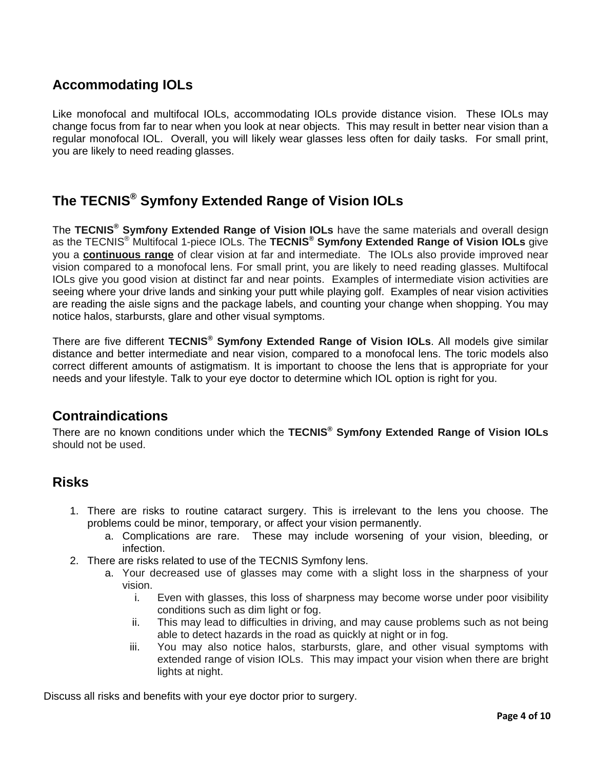## Accommodating IOLs

Like monofocal and multifocal IOLs, accommodating IOLs provide distance vision. These IOLs may change focus from far to near when you look at near objects. This may result in better near vision than a regular monofocal IOL. Overall, you will likely wear glasses less often for daily tasks. For small print, you are likely to need reading glasses.

## The TECNIS® Symfony Extended Range of Vision IOLs

The **TECNIS® Sym*f*ony Extended Range of Vision IOLs** have the same materials and overall design as the TECNIS® Multifocal 1-piece IOLs. The **TECNIS® Sym*f*ony Extended Range of Vision IOLs** give you a **continuous range** of clear vision at far and intermediate. The IOLs also provide improved near vision compared to a monofocal lens. For small print, you are likely to need reading glasses. Multifocal IOLs give you good vision at distinct far and near points. Examples of intermediate vision activities are seeing where your drive lands and sinking your putt while playing golf. Examples of near vision activities are reading the aisle signs and the package labels, and counting your change when shopping. You may notice halos, starbursts, glare and other visual symptoms.

There are five different **TECNIS® Sym*f*ony Extended Range of Vision IOLs**. All models give similar distance and better intermediate and near vision, compared to a monofocal lens. The toric models also correct different amounts of astigmatism. It is important to choose the lens that is appropriate for your needs and your lifestyle. Talk to your eye doctor to determine which IOL option is right for you.

## Contraindications

There are no known conditions under which the **TECNIS® Sym*f*ony Extended Range of Vision IOLs** should not be used.

## Risks

1. There are risks to routine cataract surgery. This is irrelevant to the lens you choose. The problems could be minor, temporary, or affect your vision permanently.
    a. Complications are rare. These may include worsening of your vision, bleeding, or infection.
2. There are risks related to use of the TECNIS Symfony lens.
    a. Your decreased use of glasses may come with a slight loss in the sharpness of your vision.
        i. Even with glasses, this loss of sharpness may become worse under poor visibility conditions such as dim light or fog.
        ii. This may lead to difficulties in driving, and may cause problems such as not being able to detect hazards in the road as quickly at night or in fog.
        iii. You may also notice halos, starbursts, glare, and other visual symptoms with extended range of vision IOLs. This may impact your vision when there are bright lights at night.

Discuss all risks and benefits with your eye doctor prior to surgery.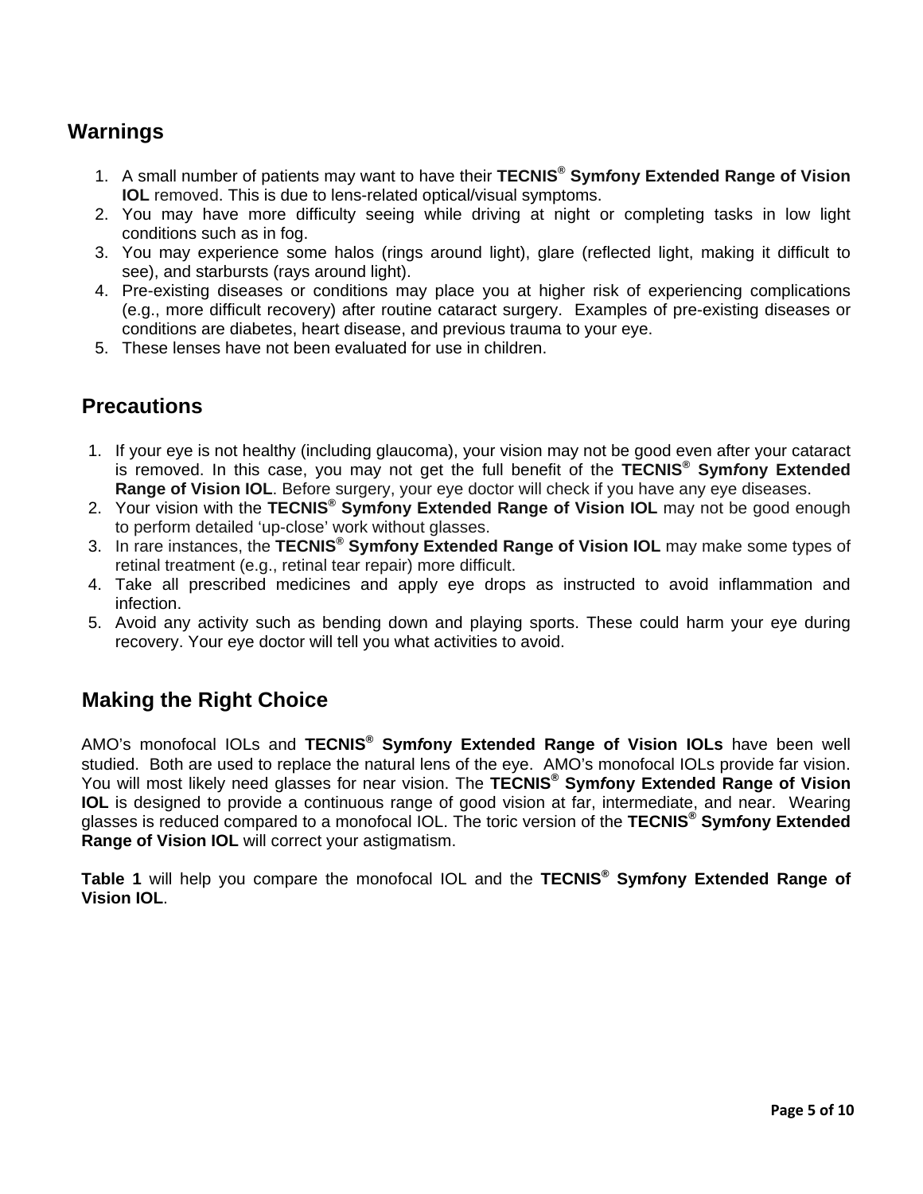## Warnings

1. A small number of patients may want to have their **TECNIS® Sym*f*ony Extended Range of Vision IOL** removed. This is due to lens-related optical/visual symptoms.
2. You may have more difficulty seeing while driving at night or completing tasks in low light conditions such as in fog.
3. You may experience some halos (rings around light), glare (reflected light, making it difficult to see), and starbursts (rays around light).
4. Pre-existing diseases or conditions may place you at higher risk of experiencing complications (e.g., more difficult recovery) after routine cataract surgery. Examples of pre-existing diseases or conditions are diabetes, heart disease, and previous trauma to your eye.
5. These lenses have not been evaluated for use in children.

## Precautions

1. If your eye is not healthy (including glaucoma), your vision may not be good even after your cataract is removed. In this case, you may not get the full benefit of the **TECNIS® Sym*f*ony Extended Range of Vision IOL**. Before surgery, your eye doctor will check if you have any eye diseases.
2. Your vision with the **TECNIS® Sym*f*ony Extended Range of Vision IOL** may not be good enough to perform detailed 'up-close' work without glasses.
3. In rare instances, the **TECNIS® Sym*f*ony Extended Range of Vision IOL** may make some types of retinal treatment (e.g., retinal tear repair) more difficult.
4. Take all prescribed medicines and apply eye drops as instructed to avoid inflammation and infection.
5. Avoid any activity such as bending down and playing sports. These could harm your eye during recovery. Your eye doctor will tell you what activities to avoid.

## Making the Right Choice

AMO's monofocal IOLs and **TECNIS® Sym*f*ony Extended Range of Vision IOLs** have been well studied. Both are used to replace the natural lens of the eye. AMO's monofocal IOLs provide far vision. You will most likely need glasses for near vision. The **TECNIS® Sym*f*ony Extended Range of Vision IOL** is designed to provide a continuous range of good vision at far, intermediate, and near. Wearing glasses is reduced compared to a monofocal IOL. The toric version of the **TECNIS® Sym*f*ony Extended Range of Vision IOL** will correct your astigmatism.

**Table 1** will help you compare the monofocal IOL and the **TECNIS® Sym*f*ony Extended Range of Vision IOL**.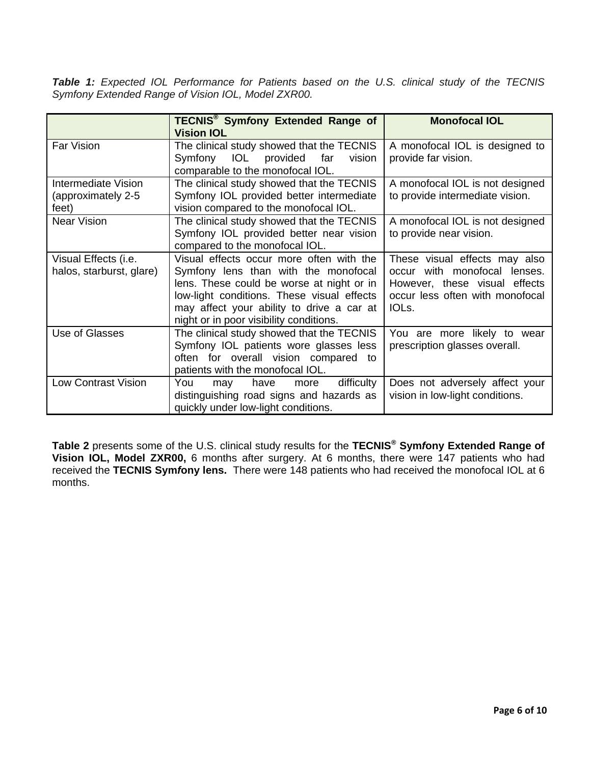***Table 1:*** *Expected IOL Performance for Patients based on the U.S. clinical study of the TECNIS Symfony Extended Range of Vision IOL, Model ZXR00.*

| | **TECNIS® Sym*f*ony Extended Range of Vision IOL** | **Monofocal IOL** |
|---|---|---|
| Far Vision | The clinical study showed that the TECNIS Symfony IOL provided far vision comparable to the monofocal IOL. | A monofocal IOL is designed to provide far vision. |
| Intermediate Vision (approximately 2-5 feet) | The clinical study showed that the TECNIS Symfony IOL provided better intermediate vision compared to the monofocal IOL. | A monofocal IOL is not designed to provide intermediate vision. |
| Near Vision | The clinical study showed that the TECNIS Symfony IOL provided better near vision compared to the monofocal IOL. | A monofocal IOL is not designed to provide near vision. |
| Visual Effects (i.e. halos, starburst, glare) | Visual effects occur more often with the Symfony lens than with the monofocal lens. These could be worse at night or in low-light conditions. These visual effects may affect your ability to drive a car at night or in poor visibility conditions. | These visual effects may also occur with monofocal lenses. However, these visual effects occur less often with monofocal IOLs. |
| Use of Glasses | The clinical study showed that the TECNIS Symfony IOL patients wore glasses less often for overall vision compared to patients with the monofocal IOL. | You are more likely to wear prescription glasses overall. |
| Low Contrast Vision | You may have more difficulty distinguishing road signs and hazards as quickly under low-light conditions. | Does not adversely affect your vision in low-light conditions. |

**Table 2** presents some of the U.S. clinical study results for the **TECNIS® Sym*f*ony Extended Range of Vision IOL, Model ZXR00,** 6 months after surgery. At 6 months, there were 147 patients who had received the **TECNIS Sym*f*ony lens.** There were 148 patients who had received the monofocal IOL at 6 months.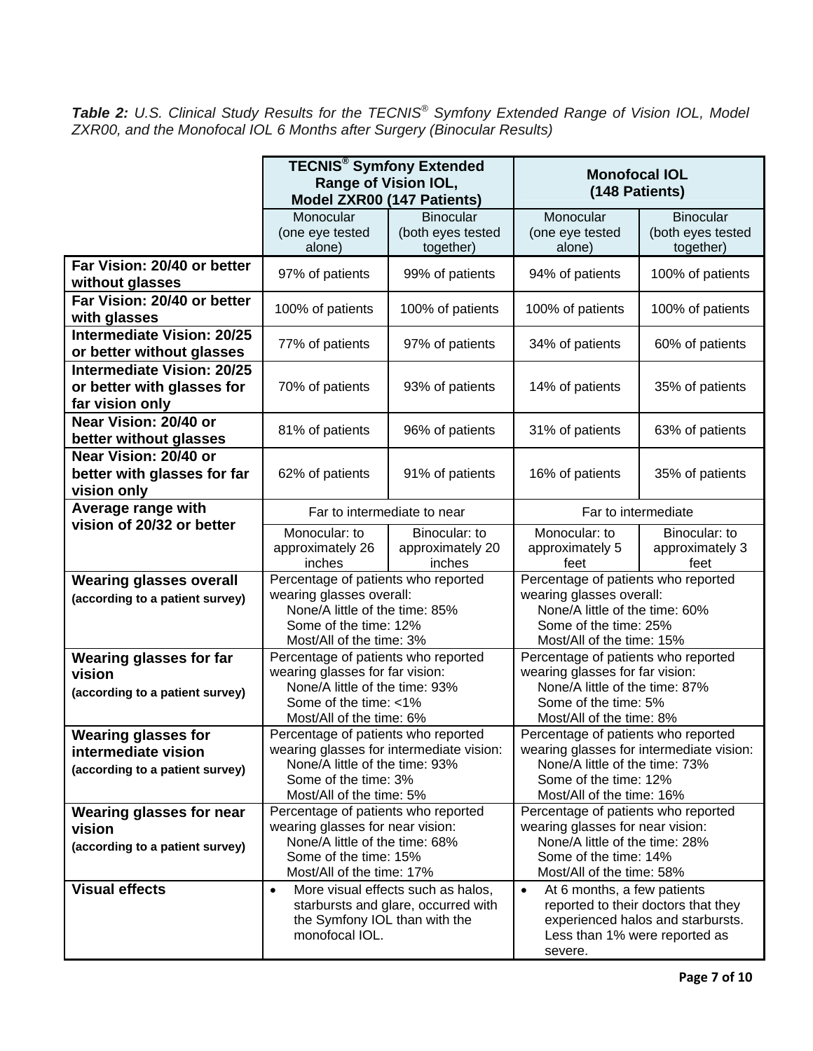***Table 2:*** *U.S. Clinical Study Results for the TECNIS® Symfony Extended Range of Vision IOL, Model ZXR00, and the Monofocal IOL 6 Months after Surgery (Binocular Results)*

| | **TECNIS® Symfony Extended Range of Vision IOL, Model ZXR00 (147 Patients)** | | **Monofocal IOL (148 Patients)** | |
|---|---|---|---|---|
| | Monocular (one eye tested alone) | Binocular (both eyes tested together) | Monocular (one eye tested alone) | Binocular (both eyes tested together) |
| **Far Vision: 20/40 or better without glasses** | 97% of patients | 99% of patients | 94% of patients | 100% of patients |
| **Far Vision: 20/40 or better with glasses** | 100% of patients | 100% of patients | 100% of patients | 100% of patients |
| **Intermediate Vision: 20/25 or better without glasses** | 77% of patients | 97% of patients | 34% of patients | 60% of patients |
| **Intermediate Vision: 20/25 or better with glasses for far vision only** | 70% of patients | 93% of patients | 14% of patients | 35% of patients |
| **Near Vision: 20/40 or better without glasses** | 81% of patients | 96% of patients | 31% of patients | 63% of patients |
| **Near Vision: 20/40 or better with glasses for far vision only** | 62% of patients | 91% of patients | 16% of patients | 35% of patients |
| **Average range with vision of 20/32 or better** | Far to intermediate to near | | Far to intermediate | |
| | Monocular: to approximately 26 inches | Binocular: to approximately 20 inches | Monocular: to approximately 5 feet | Binocular: to approximately 3 feet |
| **Wearing glasses overall** **(according to a patient survey)** | Percentage of patients who reported wearing glasses overall:<br>None/A little of the time: 85%<br>Some of the time: 12%<br>Most/All of the time: 3% | | Percentage of patients who reported wearing glasses overall:<br>None/A little of the time: 60%<br>Some of the time: 25%<br>Most/All of the time: 15% | |
| **Wearing glasses for far vision** **(according to a patient survey)** | Percentage of patients who reported wearing glasses for far vision:<br>None/A little of the time: 93%<br>Some of the time: <1%<br>Most/All of the time: 6% | | Percentage of patients who reported wearing glasses for far vision:<br>None/A little of the time: 87%<br>Some of the time: 5%<br>Most/All of the time: 8% | |
| **Wearing glasses for intermediate vision** **(according to a patient survey)** | Percentage of patients who reported wearing glasses for intermediate vision:<br>None/A little of the time: 93%<br>Some of the time: 3%<br>Most/All of the time: 5% | | Percentage of patients who reported wearing glasses for intermediate vision:<br>None/A little of the time: 73%<br>Some of the time: 12%<br>Most/All of the time: 16% | |
| **Wearing glasses for near vision** **(according to a patient survey)** | Percentage of patients who reported wearing glasses for near vision:<br>None/A little of the time: 68%<br>Some of the time: 15%<br>Most/All of the time: 17% | | Percentage of patients who reported wearing glasses for near vision:<br>None/A little of the time: 28%<br>Some of the time: 14%<br>Most/All of the time: 58% | |
| **Visual effects** | • More visual effects such as halos, starbursts and glare, occurred with the Symfony IOL than with the monofocal IOL. | | • At 6 months, a few patients reported to their doctors that they experienced halos and starbursts. Less than 1% were reported as severe. | |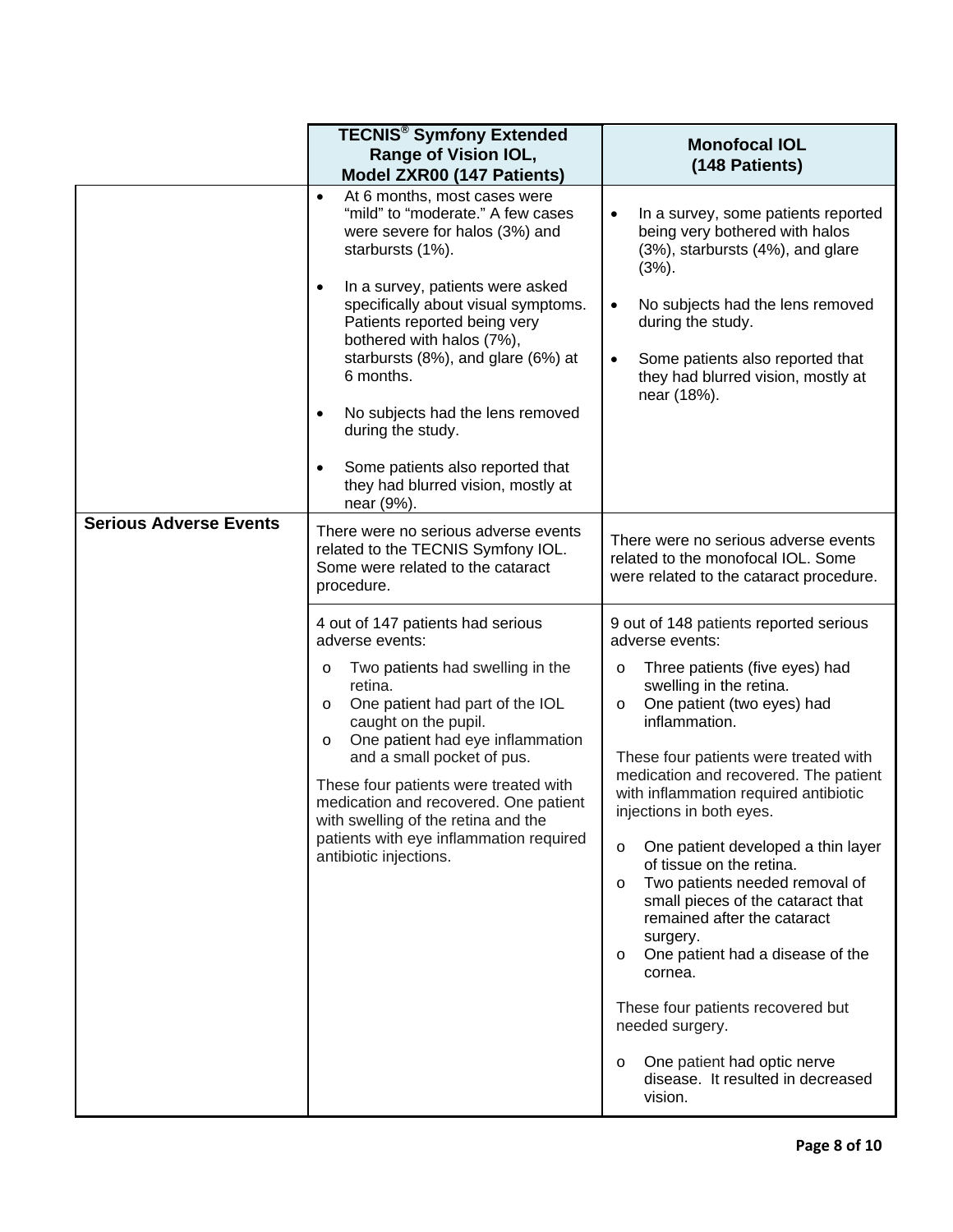| | TECNIS® Symfony Extended Range of Vision IOL, Model ZXR00 (147 Patients) | Monofocal IOL (148 Patients) |
|---|---|---|
| | • At 6 months, most cases were "mild" to "moderate." A few cases were severe for halos (3%) and starbursts (1%).<br><br>• In a survey, patients were asked specifically about visual symptoms. Patients reported being very bothered with halos (7%), starbursts (8%), and glare (6%) at 6 months.<br><br>• No subjects had the lens removed during the study.<br><br>• Some patients also reported that they had blurred vision, mostly at near (9%). | • In a survey, some patients reported being very bothered with halos (3%), starbursts (4%), and glare (3%).<br><br>• No subjects had the lens removed during the study.<br><br>• Some patients also reported that they had blurred vision, mostly at near (18%). |
| **Serious Adverse Events** | There were no serious adverse events related to the TECNIS Symfony IOL. Some were related to the cataract procedure. | There were no serious adverse events related to the monofocal IOL. Some were related to the cataract procedure. |
| | 4 out of 147 patients had serious adverse events:<br>o Two patients had swelling in the retina.<br>o One patient had part of the IOL caught on the pupil.<br>o One patient had eye inflammation and a small pocket of pus.<br><br>These four patients were treated with medication and recovered. One patient with swelling of the retina and the patients with eye inflammation required antibiotic injections. | 9 out of 148 patients reported serious adverse events:<br>o Three patients (five eyes) had swelling in the retina.<br>o One patient (two eyes) had inflammation.<br><br>These four patients were treated with medication and recovered. The patient with inflammation required antibiotic injections in both eyes.<br><br>o One patient developed a thin layer of tissue on the retina.<br>o Two patients needed removal of small pieces of the cataract that remained after the cataract surgery.<br>o One patient had a disease of the cornea.<br><br>These four patients recovered but needed surgery.<br><br>o One patient had optic nerve disease. It resulted in decreased vision. |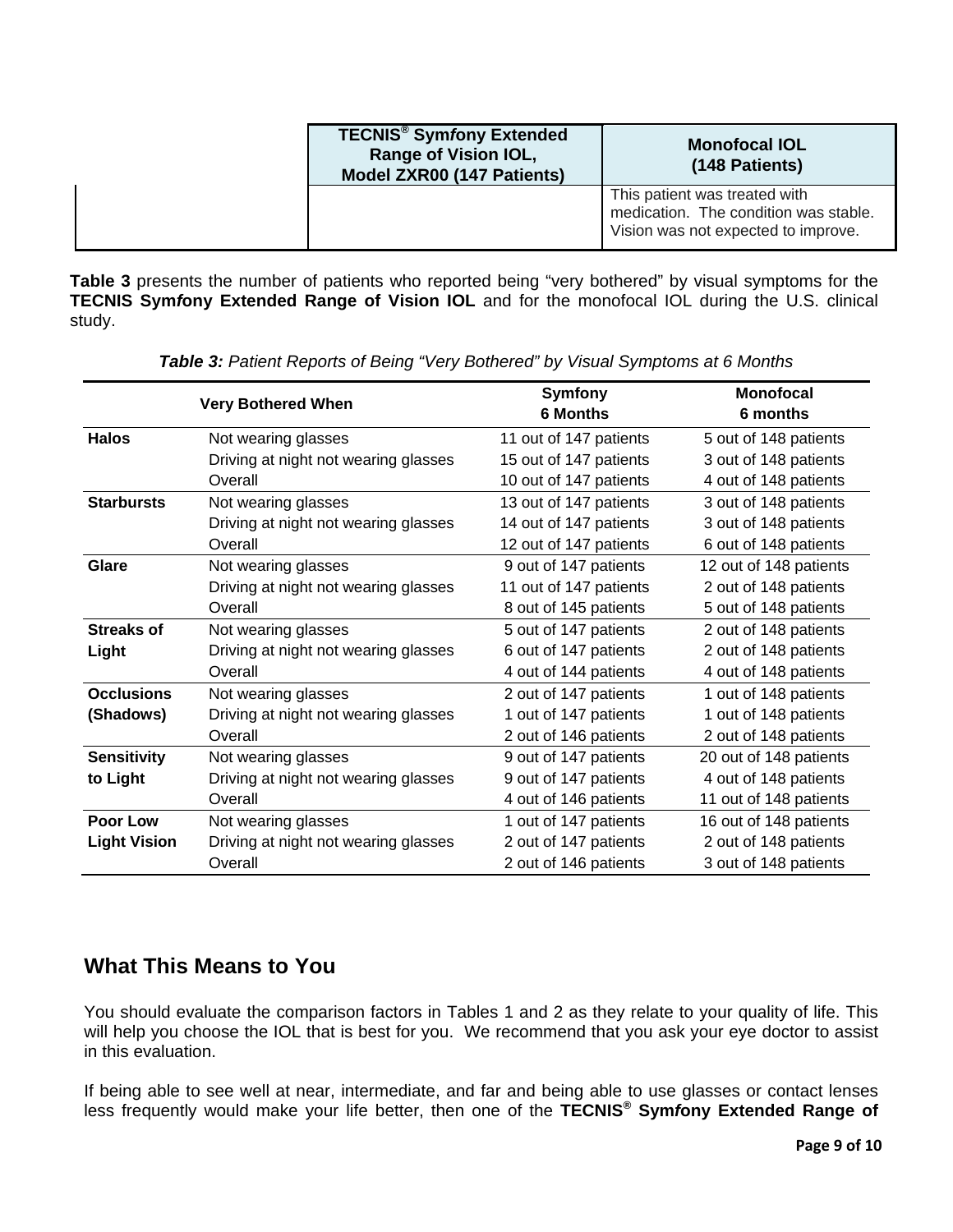| | TECNIS® Sym*f*ony Extended Range of Vision IOL, Model ZXR00 (147 Patients) | Monofocal IOL (148 Patients) |
|---|---|---|
| | | This patient was treated with medication. The condition was stable. Vision was not expected to improve. |

**Table 3** presents the number of patients who reported being "very bothered" by visual symptoms for the **TECNIS Sym*f*ony Extended Range of Vision IOL** and for the monofocal IOL during the U.S. clinical study.

***Table 3:*** *Patient Reports of Being "Very Bothered" by Visual Symptoms at 6 Months*

| Very Bothered When | | Symfony 6 Months | Monofocal 6 months |
|---|---|---|---|
| **Halos** | Not wearing glasses | 11 out of 147 patients | 5 out of 148 patients |
| | Driving at night not wearing glasses | 15 out of 147 patients | 3 out of 148 patients |
| | Overall | 10 out of 147 patients | 4 out of 148 patients |
| **Starbursts** | Not wearing glasses | 13 out of 147 patients | 3 out of 148 patients |
| | Driving at night not wearing glasses | 14 out of 147 patients | 3 out of 148 patients |
| | Overall | 12 out of 147 patients | 6 out of 148 patients |
| **Glare** | Not wearing glasses | 9 out of 147 patients | 12 out of 148 patients |
| | Driving at night not wearing glasses | 11 out of 147 patients | 2 out of 148 patients |
| | Overall | 8 out of 145 patients | 5 out of 148 patients |
| **Streaks of Light** | Not wearing glasses | 5 out of 147 patients | 2 out of 148 patients |
| | Driving at night not wearing glasses | 6 out of 147 patients | 2 out of 148 patients |
| | Overall | 4 out of 144 patients | 4 out of 148 patients |
| **Occlusions (Shadows)** | Not wearing glasses | 2 out of 147 patients | 1 out of 148 patients |
| | Driving at night not wearing glasses | 1 out of 147 patients | 1 out of 148 patients |
| | Overall | 2 out of 146 patients | 2 out of 148 patients |
| **Sensitivity to Light** | Not wearing glasses | 9 out of 147 patients | 20 out of 148 patients |
| | Driving at night not wearing glasses | 9 out of 147 patients | 4 out of 148 patients |
| | Overall | 4 out of 146 patients | 11 out of 148 patients |
| **Poor Low Light Vision** | Not wearing glasses | 1 out of 147 patients | 16 out of 148 patients |
| | Driving at night not wearing glasses | 2 out of 147 patients | 2 out of 148 patients |
| | Overall | 2 out of 146 patients | 3 out of 148 patients |

## What This Means to You

You should evaluate the comparison factors in Tables 1 and 2 as they relate to your quality of life. This will help you choose the IOL that is best for you. We recommend that you ask your eye doctor to assist in this evaluation.

If being able to see well at near, intermediate, and far and being able to use glasses or contact lenses less frequently would make your life better, then one of the **TECNIS® Sym*f*ony Extended Range of**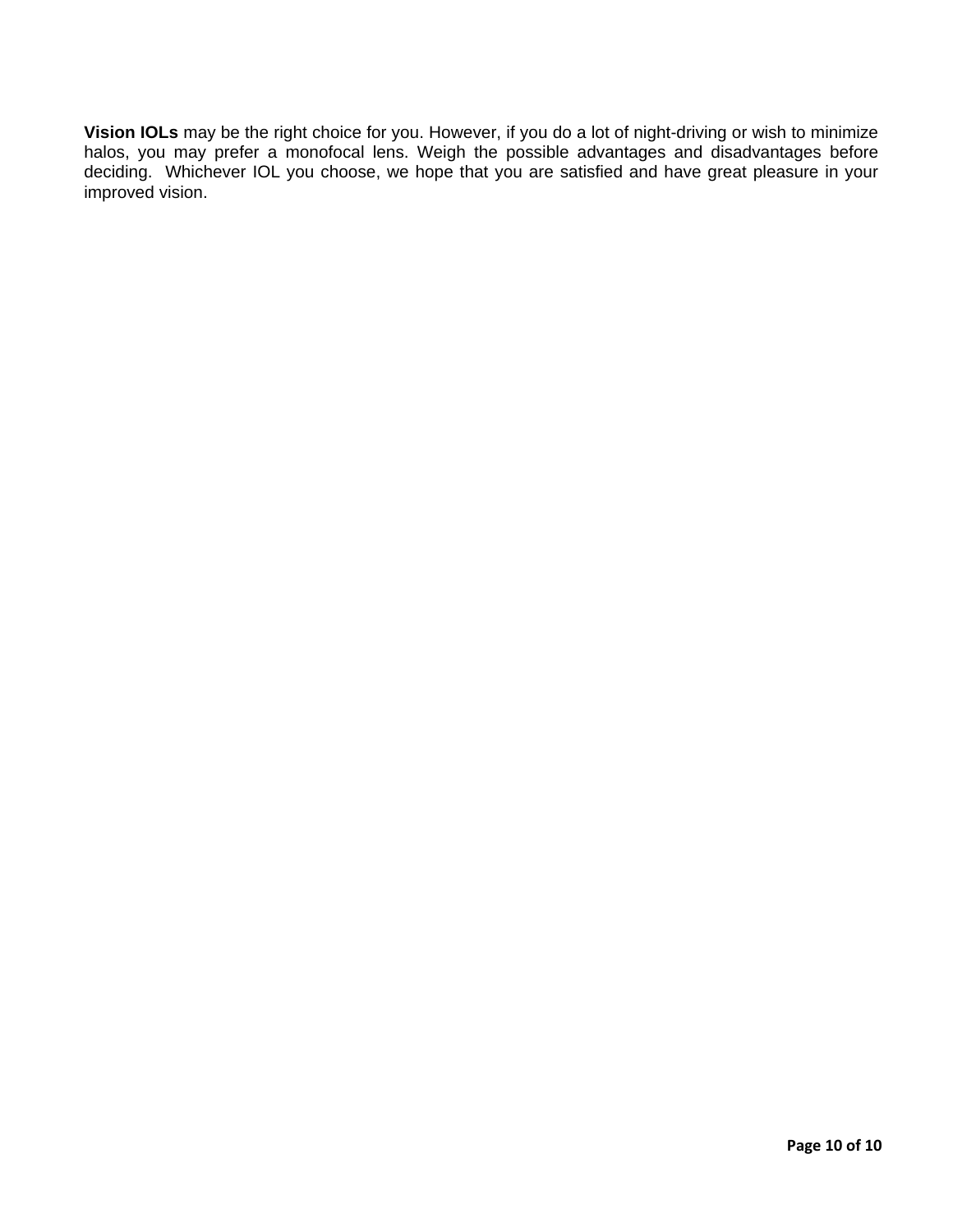**Vision IOLs** may be the right choice for you. However, if you do a lot of night-driving or wish to minimize halos, you may prefer a monofocal lens. Weigh the possible advantages and disadvantages before deciding. Whichever IOL you choose, we hope that you are satisfied and have great pleasure in your improved vision.